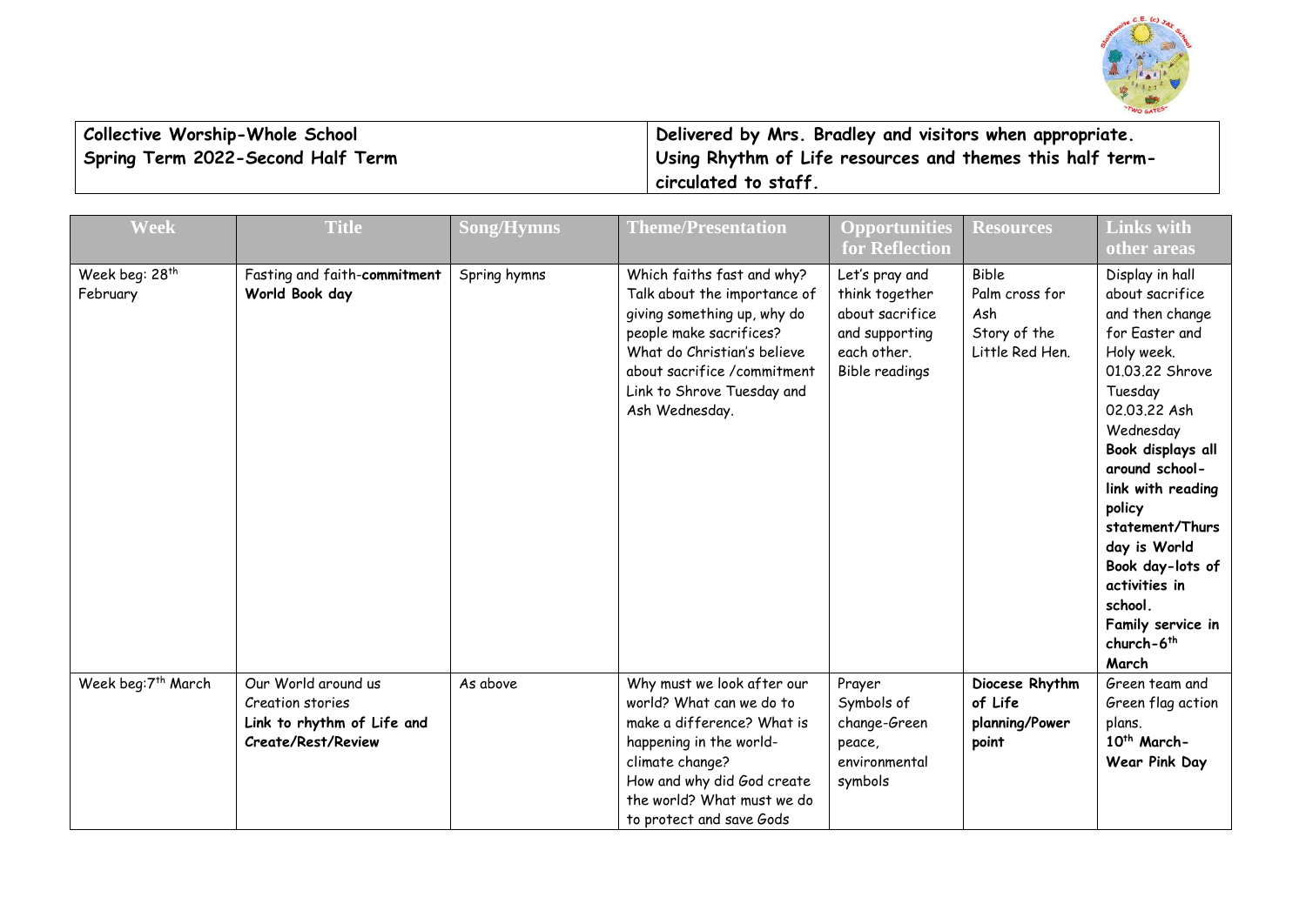| **Collective Worship-Whole School** **Spring Term 2022-Second Half Term** | **Delivered by Mrs. Bradley and visitors when appropriate. Using Rhythm of Life resources and themes this half term-circulated to staff.** |
|---|---|

| Week | Title | Song/Hymns | Theme/Presentation | Opportunities for Reflection | Resources | Links with other areas |
|---|---|---|---|---|---|---|
| Week beg: 28th February | Fasting and faith-**commitment** **World Book day** | Spring hymns | Which faiths fast and why? Talk about the importance of giving something up, why do people make sacrifices? What do Christian's believe about sacrifice /commitment Link to Shrove Tuesday and Ash Wednesday. | Let's pray and think together about sacrifice and supporting each other. Bible readings | Bible Palm cross for Ash Story of the Little Red Hen. | Display in hall about sacrifice and then change for Easter and Holy week. 01.03.22 Shrove Tuesday 02.03.22 Ash Wednesday **Book displays all around school-link with reading policy statement/Thursday is World Book day-lots of activities in school. Family service in church-6th March** |
| Week beg:7th March | Our World around us Creation stories **Link to rhythm of Life and Create/Rest/Review** | As above | Why must we look after our world? What can we do to make a difference? What is happening in the world-climate change? How and why did God create the world? What must we do to protect and save Gods | Prayer Symbols of change-Green peace, environmental symbols | **Diocese Rhythm of Life planning/Power point** | Green team and Green flag action plans. **10th March-Wear Pink Day** |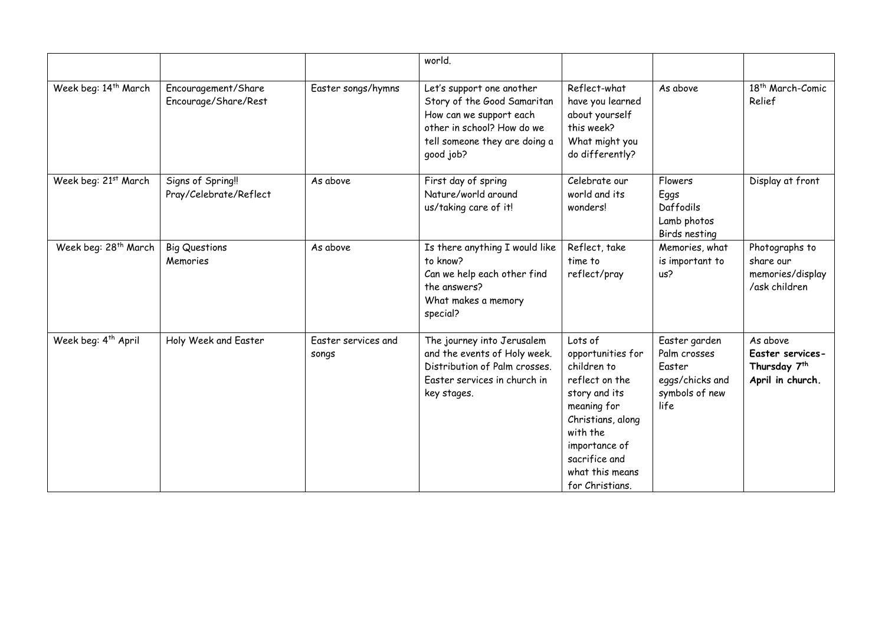| | | | | | | |
|---|---|---|---|---|---|---|
| | | | world. | | | |
| Week beg: 14th March | Encouragement/Share Encourage/Share/Rest | Easter songs/hymns | Let's support one another Story of the Good Samaritan How can we support each other in school? How do we tell someone they are doing a good job? | Reflect-what have you learned about yourself this week? What might you do differently? | As above | 18th March-Comic Relief |
| Week beg: 21st March | Signs of Spring!! Pray/Celebrate/Reflect | As above | First day of spring Nature/world around us/taking care of it! | Celebrate our world and its wonders! | Flowers Eggs Daffodils Lamb photos Birds nesting | Display at front |
| Week beg: 28th March | Big Questions Memories | As above | Is there anything I would like to know? Can we help each other find the answers? What makes a memory special? | Reflect, take time to reflect/pray | Memories, what is important to us? | Photographs to share our memories/display /ask children |
| Week beg: 4th April | Holy Week and Easter | Easter services and songs | The journey into Jerusalem and the events of Holy week. Distribution of Palm crosses. Easter services in church in key stages. | Lots of opportunities for children to reflect on the story and its meaning for Christians, along with the importance of sacrifice and what this means for Christians. | Easter garden Palm crosses Easter eggs/chicks and symbols of new life | As above **Easter services-Thursday 7th April in church.** |